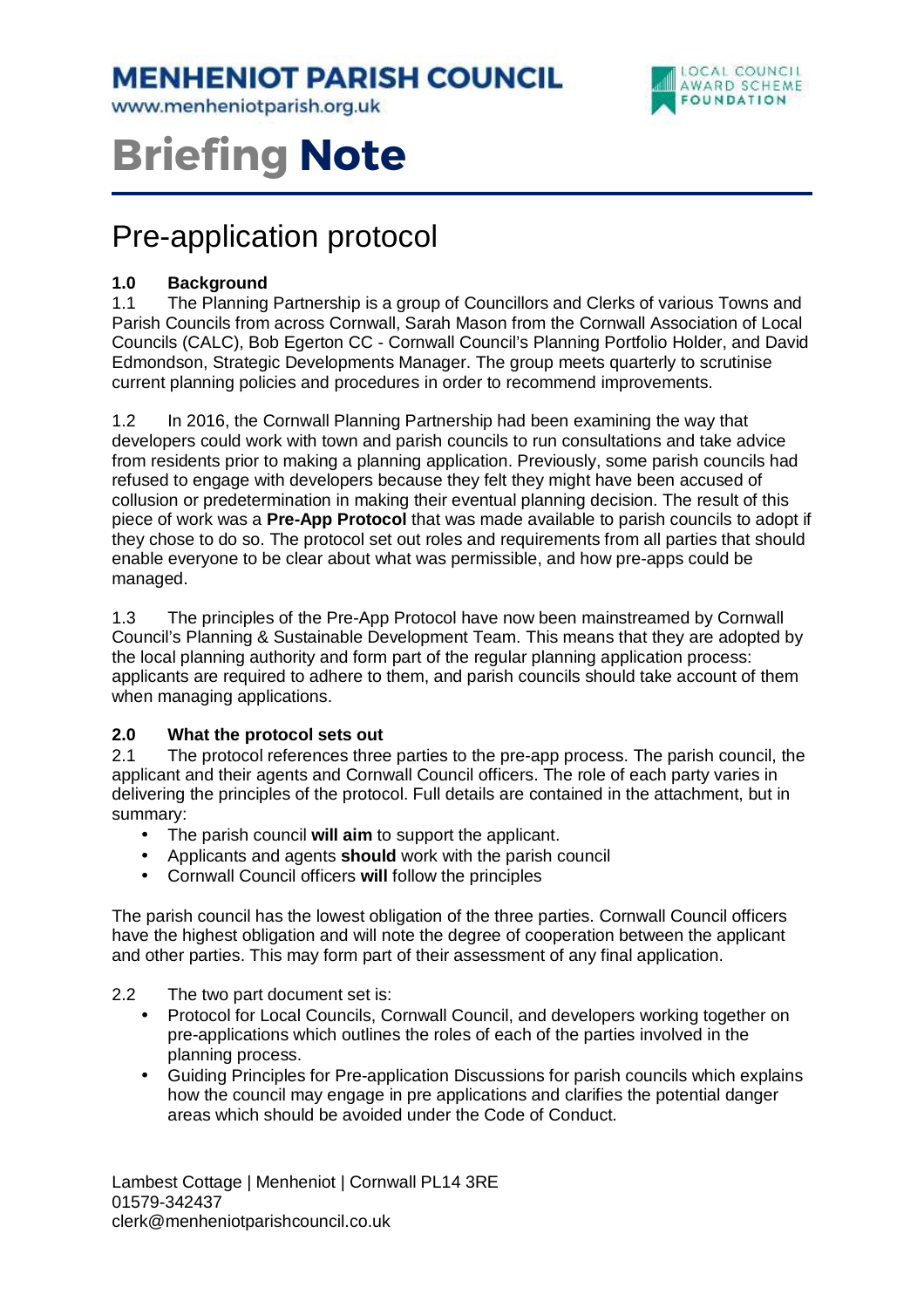# MENHENIOT PARISH COUNCIL

www.menheniotparish.org.uk

LOCAL COUNCIL AWARD SCHEME FOUNDATION

# Briefing Note

## Pre-application protocol

### 1.0 Background

1.1 The Planning Partnership is a group of Councillors and Clerks of various Towns and Parish Councils from across Cornwall, Sarah Mason from the Cornwall Association of Local Councils (CALC), Bob Egerton CC - Cornwall Council's Planning Portfolio Holder, and David Edmondson, Strategic Developments Manager. The group meets quarterly to scrutinise current planning policies and procedures in order to recommend improvements.

1.2 In 2016, the Cornwall Planning Partnership had been examining the way that developers could work with town and parish councils to run consultations and take advice from residents prior to making a planning application. Previously, some parish councils had refused to engage with developers because they felt they might have been accused of collusion or predetermination in making their eventual planning decision. The result of this piece of work was a **Pre-App Protocol** that was made available to parish councils to adopt if they chose to do so. The protocol set out roles and requirements from all parties that should enable everyone to be clear about what was permissible, and how pre-apps could be managed.

1.3 The principles of the Pre-App Protocol have now been mainstreamed by Cornwall Council's Planning & Sustainable Development Team. This means that they are adopted by the local planning authority and form part of the regular planning application process: applicants are required to adhere to them, and parish councils should take account of them when managing applications.

### 2.0 What the protocol sets out

2.1 The protocol references three parties to the pre-app process. The parish council, the applicant and their agents and Cornwall Council officers. The role of each party varies in delivering the principles of the protocol. Full details are contained in the attachment, but in summary:

- The parish council **will aim** to support the applicant.
- Applicants and agents **should** work with the parish council
- Cornwall Council officers **will** follow the principles

The parish council has the lowest obligation of the three parties. Cornwall Council officers have the highest obligation and will note the degree of cooperation between the applicant and other parties. This may form part of their assessment of any final application.

2.2 The two part document set is:

- Protocol for Local Councils, Cornwall Council, and developers working together on pre-applications which outlines the roles of each of the parties involved in the planning process.
- Guiding Principles for Pre-application Discussions for parish councils which explains how the council may engage in pre applications and clarifies the potential danger areas which should be avoided under the Code of Conduct.

Lambest Cottage | Menheniot | Cornwall PL14 3RE
01579-342437
clerk@menheniotparishcouncil.co.uk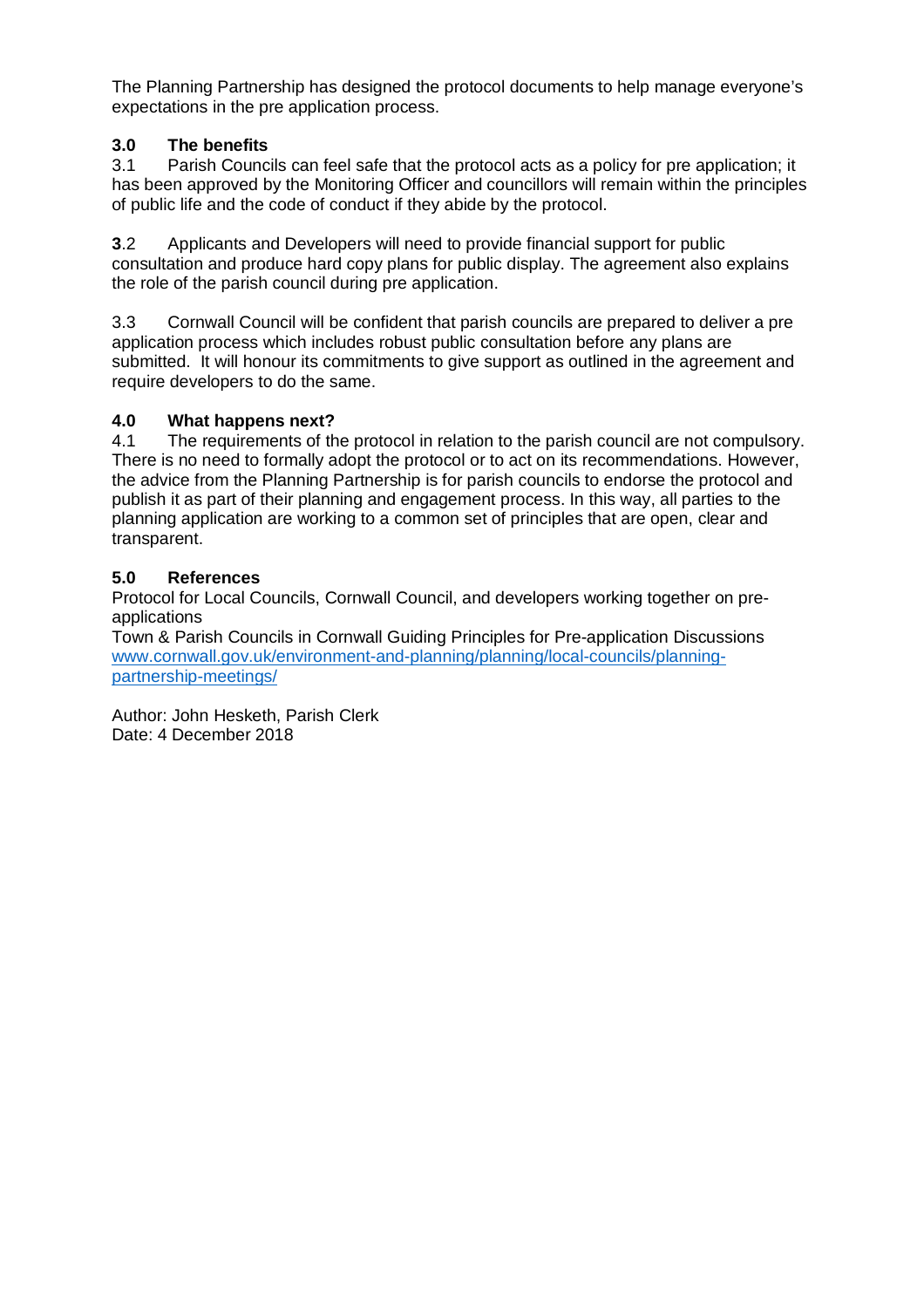The Planning Partnership has designed the protocol documents to help manage everyone's expectations in the pre application process.

## 3.0 The benefits

3.1 Parish Councils can feel safe that the protocol acts as a policy for pre application; it has been approved by the Monitoring Officer and councillors will remain within the principles of public life and the code of conduct if they abide by the protocol.

**3**.2 Applicants and Developers will need to provide financial support for public consultation and produce hard copy plans for public display. The agreement also explains the role of the parish council during pre application.

3.3 Cornwall Council will be confident that parish councils are prepared to deliver a pre application process which includes robust public consultation before any plans are submitted. It will honour its commitments to give support as outlined in the agreement and require developers to do the same.

## 4.0 What happens next?

4.1 The requirements of the protocol in relation to the parish council are not compulsory. There is no need to formally adopt the protocol or to act on its recommendations. However, the advice from the Planning Partnership is for parish councils to endorse the protocol and publish it as part of their planning and engagement process. In this way, all parties to the planning application are working to a common set of principles that are open, clear and transparent.

## 5.0 References

Protocol for Local Councils, Cornwall Council, and developers working together on pre-applications
Town & Parish Councils in Cornwall Guiding Principles for Pre-application Discussions
[www.cornwall.gov.uk/environment-and-planning/planning/local-councils/planning-partnership-meetings/](www.cornwall.gov.uk/environment-and-planning/planning/local-councils/planning-partnership-meetings/)

Author: John Hesketh, Parish Clerk
Date: 4 December 2018